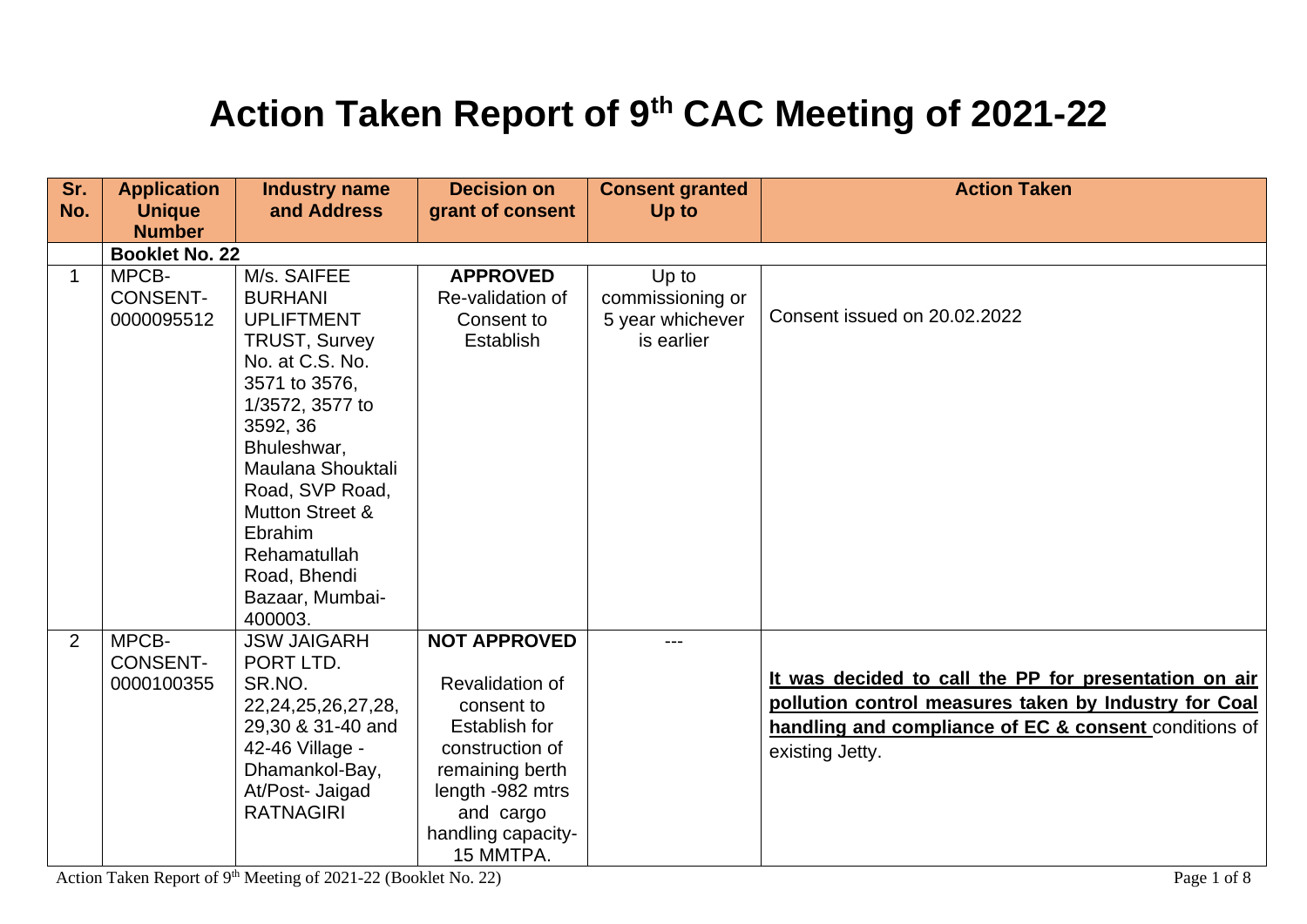# Action Taken Report of 9th CAC Meeting of 2021-22

| Sr. No. | Application Unique Number | Industry name and Address | Decision on grant of consent | Consent granted Up to | Action Taken |
|---|---|---|---|---|---|
| | **Booklet No. 22** | | | | |
| 1 | MPCB-CONSENT-0000095512 | M/s. SAIFEE BURHANI UPLIFTMENT TRUST, Survey No. at C.S. No. 3571 to 3576, 1/3572, 3577 to 3592, 36 Bhuleshwar, Maulana Shouktali Road, SVP Road, Mutton Street & Ebrahim Rehamatullah Road, Bhendi Bazaar, Mumbai-400003. | **APPROVED** Re-validation of Consent to Establish | Up to commissioning or 5 year whichever is earlier | Consent issued on 20.02.2022 |
| 2 | MPCB-CONSENT-0000100355 | JSW JAIGARH PORT LTD. SR.NO. 22,24,25,26,27,28, 29,30 & 31-40 and 42-46 Village - Dhamankol-Bay, At/Post- Jaigad RATNAGIRI | **NOT APPROVED** Revalidation of consent to Establish for construction of remaining berth length -982 mtrs and cargo handling capacity- 15 MMTPA. | --- | **It was decided to call the PP for presentation on air pollution control measures taken by Industry for Coal handling and compliance of EC & consent** conditions of existing Jetty. |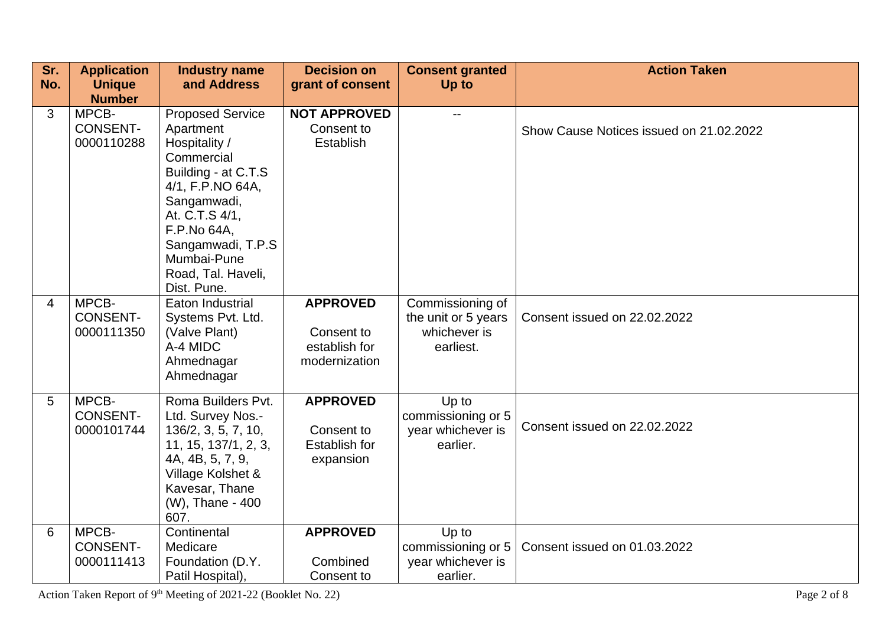| Sr. No. | Application Unique Number | Industry name and Address | Decision on grant of consent | Consent granted Up to | Action Taken |
|---|---|---|---|---|---|
| 3 | MPCB-CONSENT-0000110288 | Proposed Service Apartment Hospitality / Commercial Building - at C.T.S 4/1, F.P.NO 64A, Sangamwadi, At. C.T.S 4/1, F.P.No 64A, Sangamwadi, T.P.S Mumbai-Pune Road, Tal. Haveli, Dist. Pune. | **NOT APPROVED** Consent to Establish | -- | Show Cause Notices issued on 21.02.2022 |
| 4 | MPCB-CONSENT-0000111350 | Eaton Industrial Systems Pvt. Ltd. (Valve Plant) A-4 MIDC Ahmednagar Ahmednagar | **APPROVED** Consent to establish for modernization | Commissioning of the unit or 5 years whichever is earliest. | Consent issued on 22.02.2022 |
| 5 | MPCB-CONSENT-0000101744 | Roma Builders Pvt. Ltd. Survey Nos.- 136/2, 3, 5, 7, 10, 11, 15, 137/1, 2, 3, 4A, 4B, 5, 7, 9, Village Kolshet & Kavesar, Thane (W), Thane - 400 607. | **APPROVED** Consent to Establish for expansion | Up to commissioning or 5 year whichever is earlier. | Consent issued on 22.02.2022 |
| 6 | MPCB-CONSENT-0000111413 | Continental Medicare Foundation (D.Y. Patil Hospital), | **APPROVED** Combined Consent to | Up to commissioning or 5 year whichever is earlier. | Consent issued on 01.03.2022 |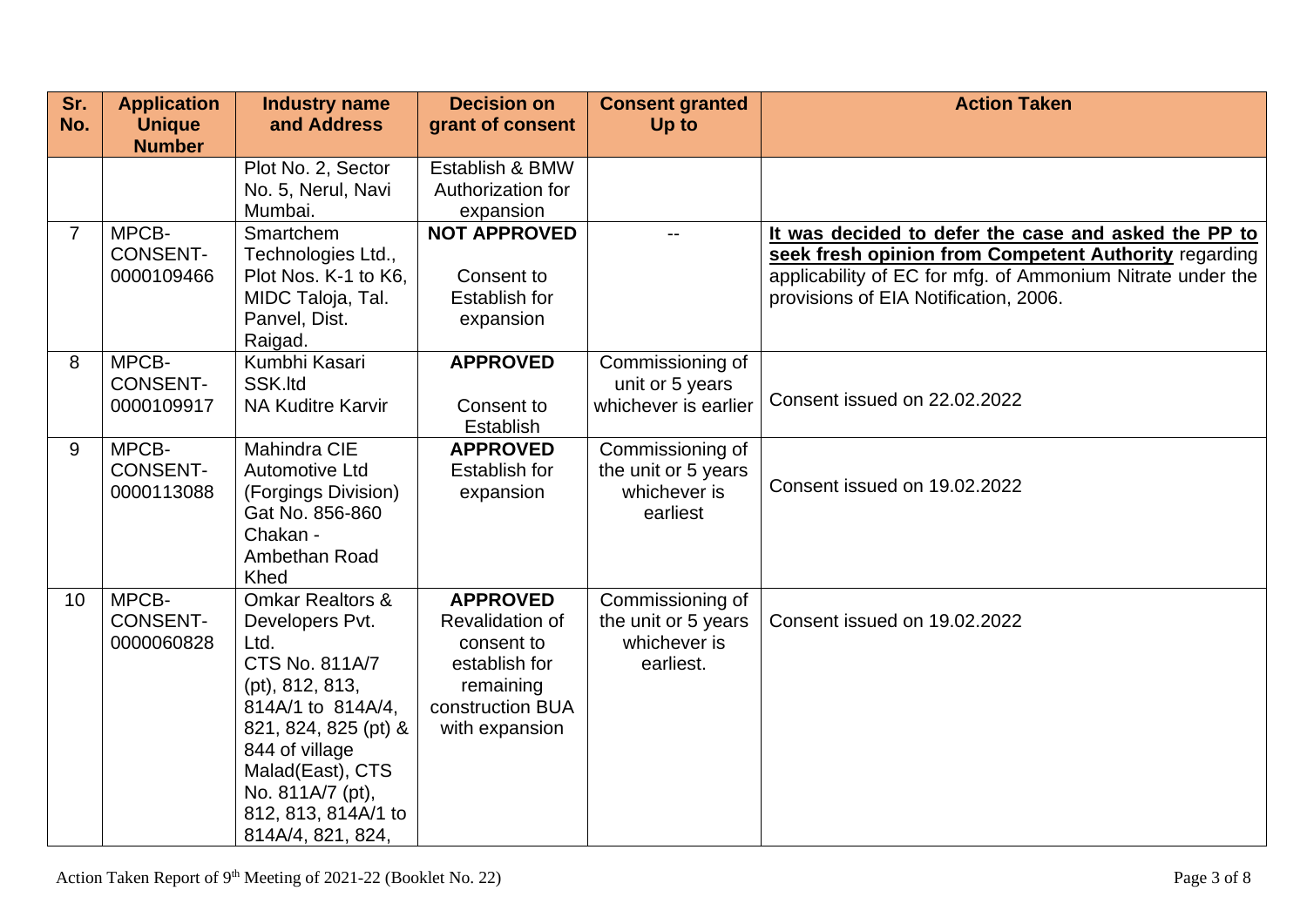| Sr. No. | Application Unique Number | Industry name and Address | Decision on grant of consent | Consent granted Up to | Action Taken |
|---|---|---|---|---|---|
| | | Plot No. 2, Sector No. 5, Nerul, Navi Mumbai. | Establish & BMW Authorization for expansion | | |
| 7 | MPCB-CONSENT-0000109466 | Smartchem Technologies Ltd., Plot Nos. K-1 to K6, MIDC Taloja, Tal. Panvel, Dist. Raigad. | **NOT APPROVED** Consent to Establish for expansion | -- | **It was decided to defer the case and asked the PP to seek fresh opinion from Competent Authority** regarding applicability of EC for mfg. of Ammonium Nitrate under the provisions of EIA Notification, 2006. |
| 8 | MPCB-CONSENT-0000109917 | Kumbhi Kasari SSK.ltd NA Kuditre Karvir | **APPROVED** Consent to Establish | Commissioning of unit or 5 years whichever is earlier | Consent issued on 22.02.2022 |
| 9 | MPCB-CONSENT-0000113088 | Mahindra CIE Automotive Ltd (Forgings Division) Gat No. 856-860 Chakan - Ambethan Road Khed | **APPROVED** Establish for expansion | Commissioning of the unit or 5 years whichever is earliest | Consent issued on 19.02.2022 |
| 10 | MPCB-CONSENT-0000060828 | Omkar Realtors & Developers Pvt. Ltd. CTS No. 811A/7 (pt), 812, 813, 814A/1 to 814A/4, 821, 824, 825 (pt) & 844 of village Malad(East), CTS No. 811A/7 (pt), 812, 813, 814A/1 to 814A/4, 821, 824, | **APPROVED** Revalidation of consent to establish for remaining construction BUA with expansion | Commissioning of the unit or 5 years whichever is earliest. | Consent issued on 19.02.2022 |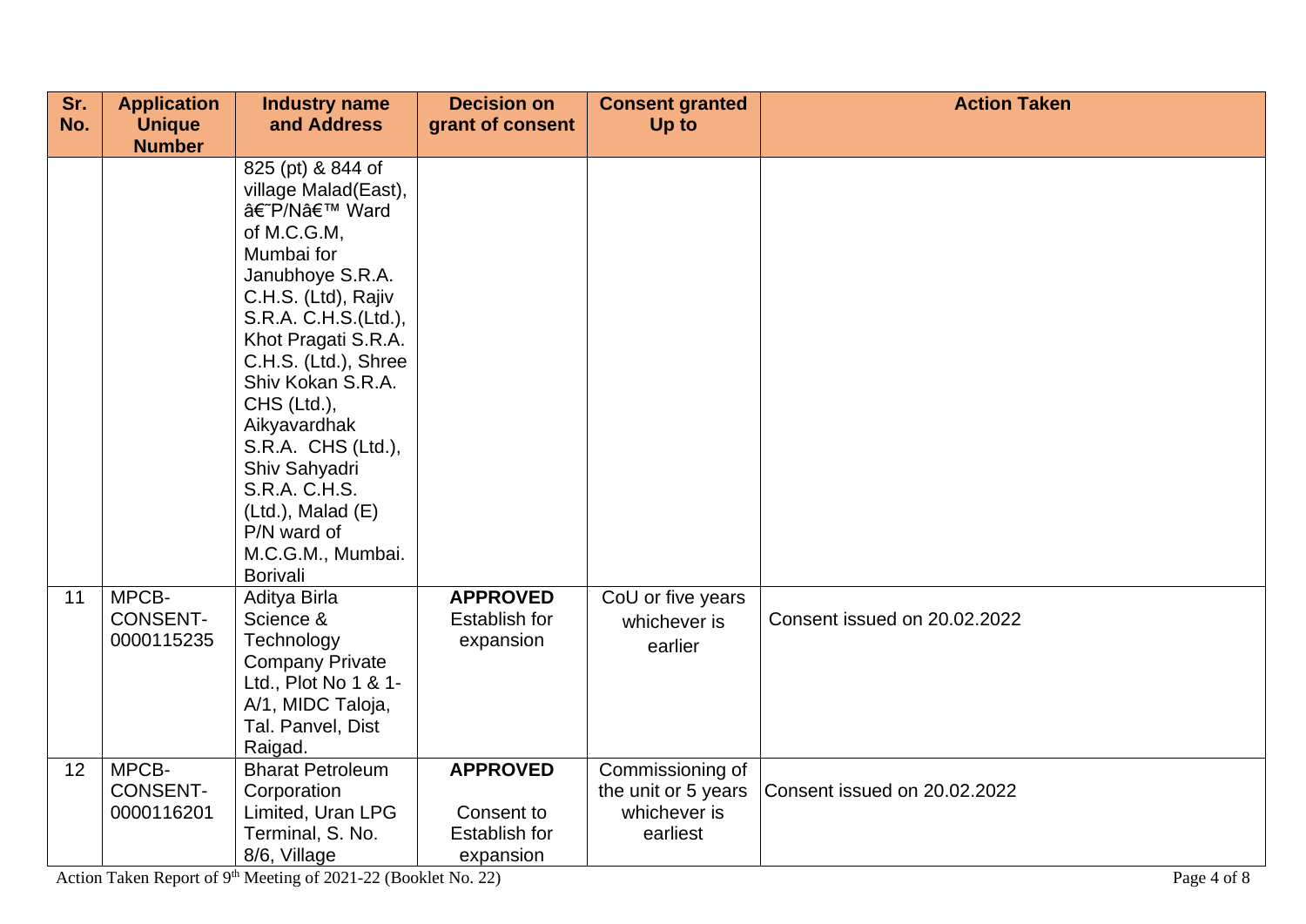| Sr. No. | Application Unique Number | Industry name and Address | Decision on grant of consent | Consent granted Up to | Action Taken |
|---|---|---|---|---|---|
| | | 825 (pt) & 844 of village Malad(East), â€˜P/Nâ€™ Ward of M.C.G.M, Mumbai for Janubhoye S.R.A. C.H.S. (Ltd), Rajiv S.R.A. C.H.S.(Ltd.), Khot Pragati S.R.A. C.H.S. (Ltd.), Shree Shiv Kokan S.R.A. CHS (Ltd.), Aikyavardhak S.R.A. CHS (Ltd.), Shiv Sahyadri S.R.A. C.H.S. (Ltd.), Malad (E) P/N ward of M.C.G.M., Mumbai. Borivali | | | |
| 11 | MPCB-CONSENT-0000115235 | Aditya Birla Science & Technology Company Private Ltd., Plot No 1 & 1-A/1, MIDC Taloja, Tal. Panvel, Dist Raigad. | **APPROVED** Establish for expansion | CoU or five years whichever is earlier | Consent issued on 20.02.2022 |
| 12 | MPCB-CONSENT-0000116201 | Bharat Petroleum Corporation Limited, Uran LPG Terminal, S. No. 8/6, Village | **APPROVED** Consent to Establish for expansion | Commissioning of the unit or 5 years whichever is earliest | Consent issued on 20.02.2022 |

Action Taken Report of 9th Meeting of 2021-22 (Booklet No. 22)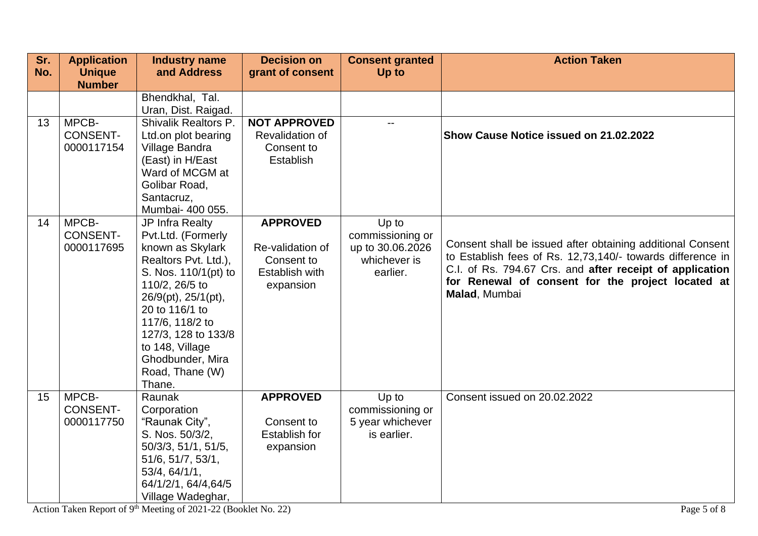| Sr. No. | Application Unique Number | Industry name and Address | Decision on grant of consent | Consent granted Up to | Action Taken |
|---|---|---|---|---|---|
| | | Bhendkhal, Tal. Uran, Dist. Raigad. | | | |
| 13 | MPCB-CONSENT-0000117154 | Shivalik Realtors P. Ltd.on plot bearing Village Bandra (East) in H/East Ward of MCGM at Golibar Road, Santacruz, Mumbai- 400 055. | **NOT APPROVED** Revalidation of Consent to Establish | -- | **Show Cause Notice issued on 21.02.2022** |
| 14 | MPCB-CONSENT-0000117695 | JP Infra Realty Pvt.Ltd. (Formerly known as Skylark Realtors Pvt. Ltd.), S. Nos. 110/1(pt) to 110/2, 26/5 to 26/9(pt), 25/1(pt), 20 to 116/1 to 117/6, 118/2 to 127/3, 128 to 133/8 to 148, Village Ghodbunder, Mira Road, Thane (W) Thane. | **APPROVED** Re-validation of Consent to Establish with expansion | Up to commissioning or up to 30.06.2026 whichever is earlier. | Consent shall be issued after obtaining additional Consent to Establish fees of Rs. 12,73,140/- towards difference in C.I. of Rs. 794.67 Crs. and **after receipt of application for Renewal of consent for the project located at Malad**, Mumbai |
| 15 | MPCB-CONSENT-0000117750 | Raunak Corporation "Raunak City", S. Nos. 50/3/2, 50/3/3, 51/1, 51/5, 51/6, 51/7, 53/1, 53/4, 64/1/1, 64/1/2/1, 64/4,64/5 Village Wadeghar, | **APPROVED** Consent to Establish for expansion | Up to commissioning or 5 year whichever is earlier. | Consent issued on 20.02.2022 |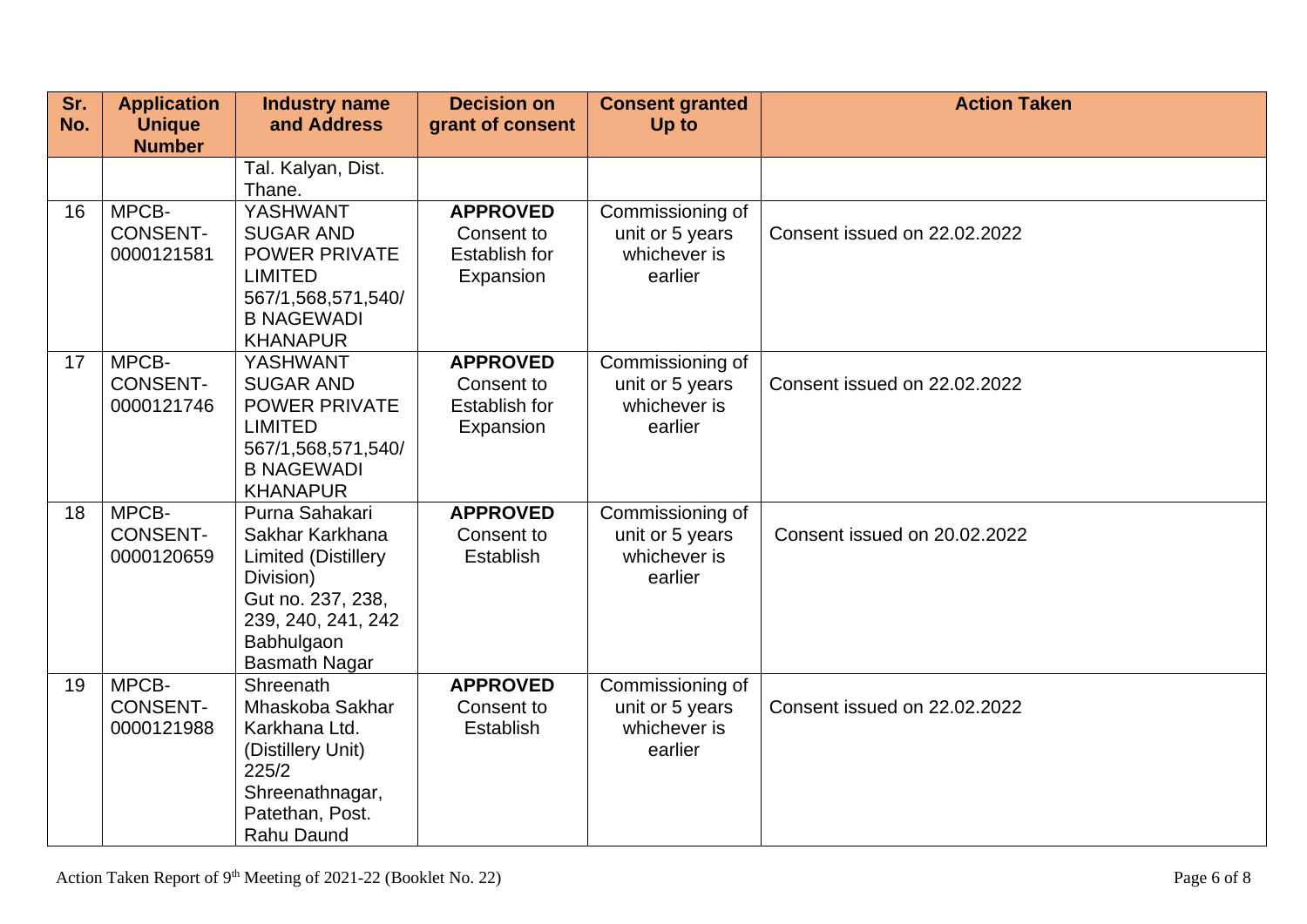| Sr. No. | Application Unique Number | Industry name and Address | Decision on grant of consent | Consent granted Up to | Action Taken |
|---|---|---|---|---|---|
| | | Tal. Kalyan, Dist. Thane. | | | |
| 16 | MPCB-CONSENT-0000121581 | YASHWANT SUGAR AND POWER PRIVATE LIMITED 567/1,568,571,540/B NAGEWADI KHANAPUR | **APPROVED** Consent to Establish for Expansion | Commissioning of unit or 5 years whichever is earlier | Consent issued on 22.02.2022 |
| 17 | MPCB-CONSENT-0000121746 | YASHWANT SUGAR AND POWER PRIVATE LIMITED 567/1,568,571,540/B NAGEWADI KHANAPUR | **APPROVED** Consent to Establish for Expansion | Commissioning of unit or 5 years whichever is earlier | Consent issued on 22.02.2022 |
| 18 | MPCB-CONSENT-0000120659 | Purna Sahakari Sakhar Karkhana Limited (Distillery Division) Gut no. 237, 238, 239, 240, 241, 242 Babhulgaon Basmath Nagar | **APPROVED** Consent to Establish | Commissioning of unit or 5 years whichever is earlier | Consent issued on 20.02.2022 |
| 19 | MPCB-CONSENT-0000121988 | Shreenath Mhaskoba Sakhar Karkhana Ltd. (Distillery Unit) 225/2 Shreenathnagar, Patethan, Post. Rahu Daund | **APPROVED** Consent to Establish | Commissioning of unit or 5 years whichever is earlier | Consent issued on 22.02.2022 |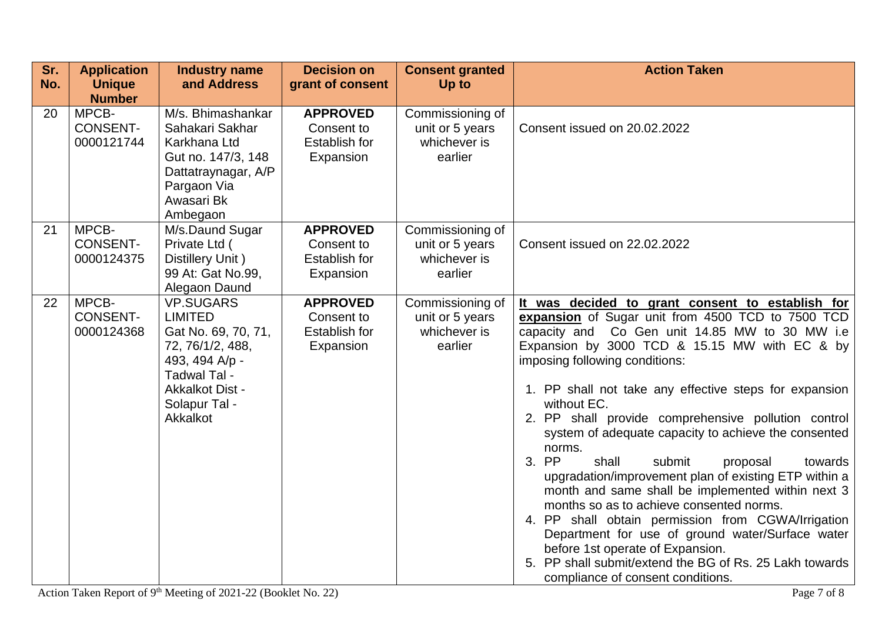| Sr. No. | Application Unique Number | Industry name and Address | Decision on grant of consent | Consent granted Up to | Action Taken |
|---|---|---|---|---|---|
| 20 | MPCB-CONSENT-0000121744 | M/s. Bhimashankar Sahakari Sakhar Karkhana Ltd Gut no. 147/3, 148 Dattatraynagar, A/P Pargaon Via Awasari Bk Ambegaon | **APPROVED** Consent to Establish for Expansion | Commissioning of unit or 5 years whichever is earlier | Consent issued on 20.02.2022 |
| 21 | MPCB-CONSENT-0000124375 | M/s.Daund Sugar Private Ltd ( Distillery Unit ) 99 At: Gat No.99, Alegaon Daund | **APPROVED** Consent to Establish for Expansion | Commissioning of unit or 5 years whichever is earlier | Consent issued on 22.02.2022 |
| 22 | MPCB-CONSENT-0000124368 | VP.SUGARS LIMITED Gat No. 69, 70, 71, 72, 76/1/2, 488, 493, 494 A/p - Tadwal Tal - Akkalkot Dist - Solapur Tal - Akkalkot | **APPROVED** Consent to Establish for Expansion | Commissioning of unit or 5 years whichever is earlier | **It was decided to grant consent to establish for expansion** of Sugar unit from 4500 TCD to 7500 TCD capacity and Co Gen unit 14.85 MW to 30 MW i.e Expansion by 3000 TCD & 15.15 MW with EC & by imposing following conditions:<br><br>1. PP shall not take any effective steps for expansion without EC.<br>2. PP shall provide comprehensive pollution control system of adequate capacity to achieve the consented norms.<br>3. PP shall submit proposal towards upgradation/improvement plan of existing ETP within a month and same shall be implemented within next 3 months so as to achieve consented norms.<br>4. PP shall obtain permission from CGWA/Irrigation Department for use of ground water/Surface water before 1st operate of Expansion.<br>5. PP shall submit/extend the BG of Rs. 25 Lakh towards compliance of consent conditions. |

Action Taken Report of 9th Meeting of 2021-22 (Booklet No. 22)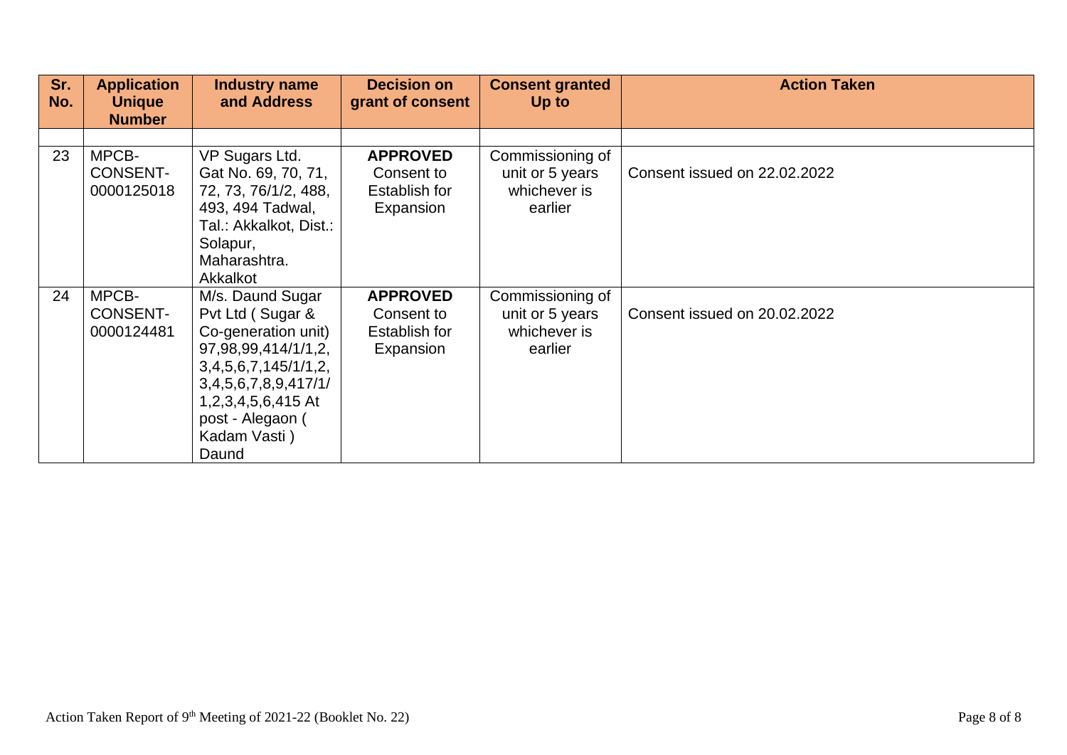| Sr. No. | Application Unique Number | Industry name and Address | Decision on grant of consent | Consent granted Up to | Action Taken |
|---|---|---|---|---|---|
| | | | | | |
| 23 | MPCB-CONSENT-0000125018 | VP Sugars Ltd. Gat No. 69, 70, 71, 72, 73, 76/1/2, 488, 493, 494 Tadwal, Tal.: Akkalkot, Dist.: Solapur, Maharashtra. Akkalkot | **APPROVED** Consent to Establish for Expansion | Commissioning of unit or 5 years whichever is earlier | Consent issued on 22.02.2022 |
| 24 | MPCB-CONSENT-0000124481 | M/s. Daund Sugar Pvt Ltd ( Sugar & Co-generation unit) 97,98,99,414/1/1,2, 3,4,5,6,7,145/1/1,2, 3,4,5,6,7,8,9,417/1/ 1,2,3,4,5,6,415 At post - Alegaon ( Kadam Vasti ) Daund | **APPROVED** Consent to Establish for Expansion | Commissioning of unit or 5 years whichever is earlier | Consent issued on 20.02.2022 |